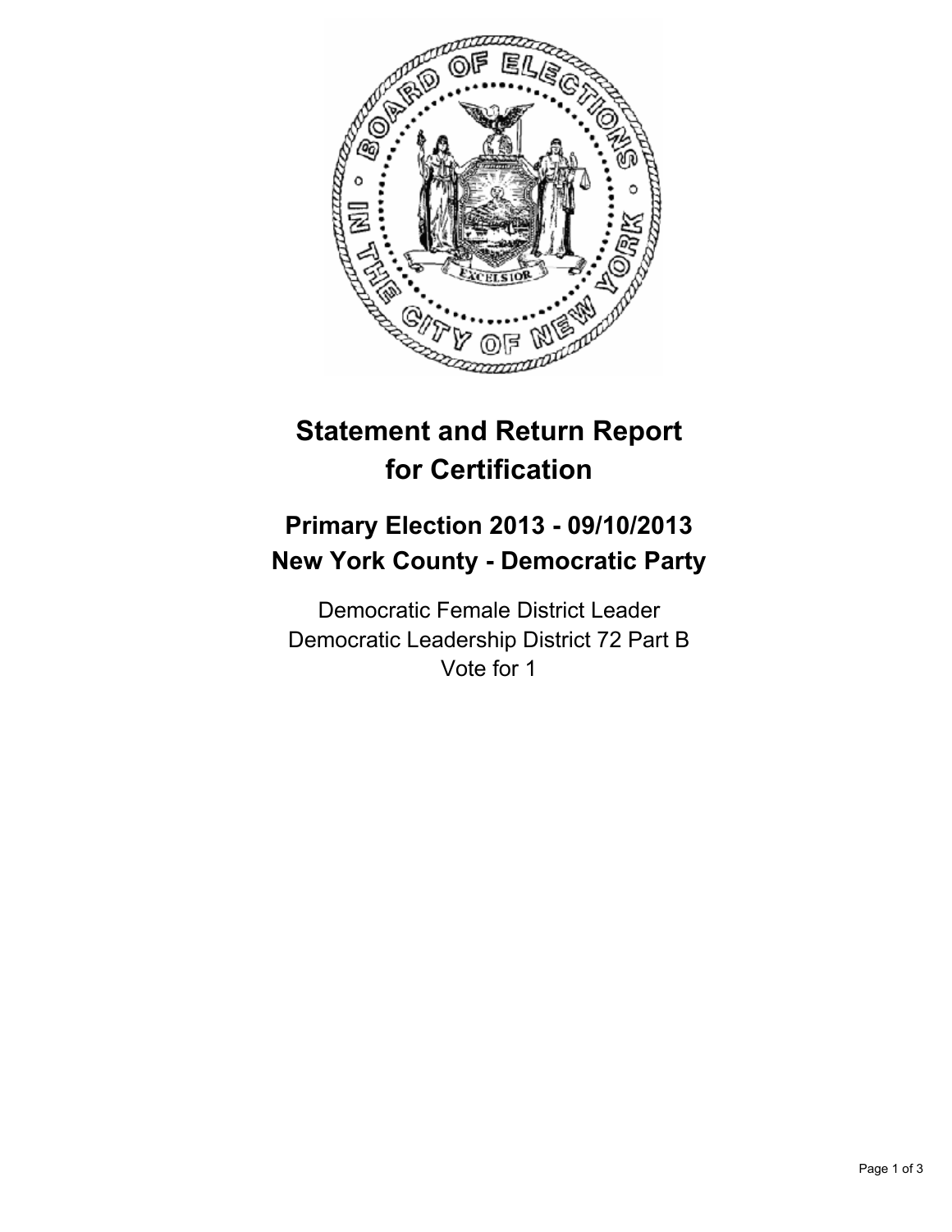# Statement and Return Report for Certification

## Primary Election 2013 - 09/10/2013
## New York County - Democratic Party

Democratic Female District Leader
Democratic Leadership District 72 Part B
Vote for 1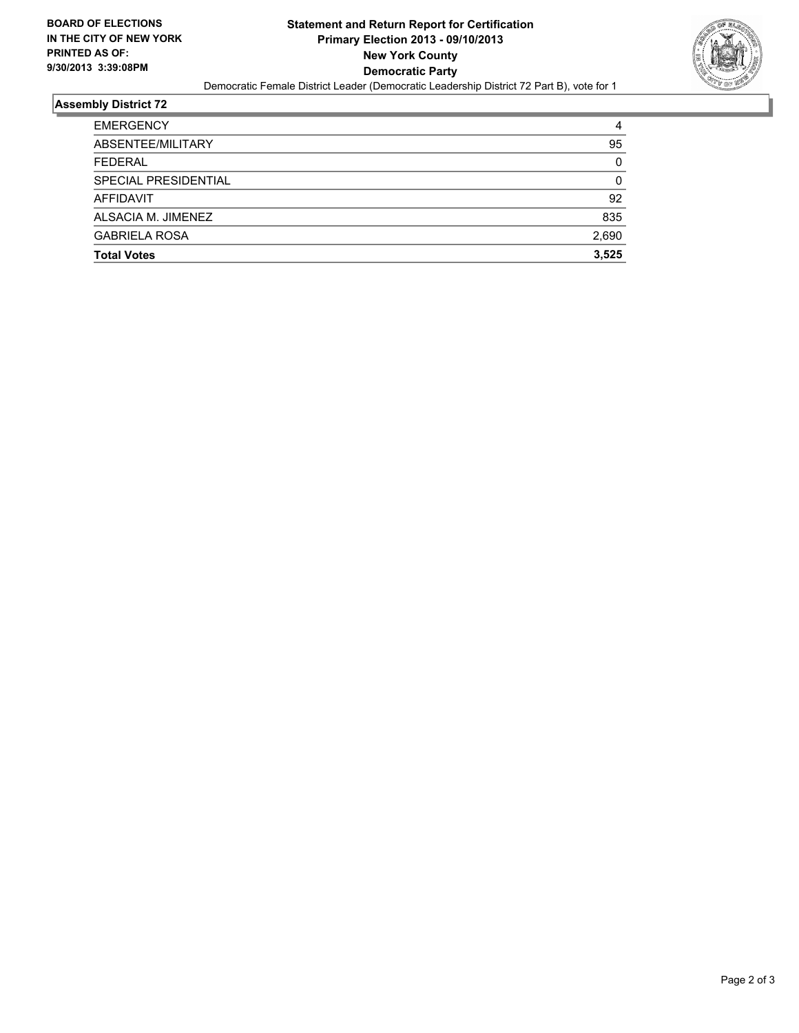**BOARD OF ELECTIONS IN THE CITY OF NEW YORK PRINTED AS OF: 9/30/2013 3:39:08PM**

# Statement and Return Report for Certification
## Primary Election 2013 - 09/10/2013
## New York County
## Democratic Party

Democratic Female District Leader (Democratic Leadership District 72 Part B), vote for 1

### Assembly District 72

| | |
|---|---|
| EMERGENCY | 4 |
| ABSENTEE/MILITARY | 95 |
| FEDERAL | 0 |
| SPECIAL PRESIDENTIAL | 0 |
| AFFIDAVIT | 92 |
| ALSACIA M. JIMENEZ | 835 |
| GABRIELA ROSA | 2,690 |
| **Total Votes** | **3,525** |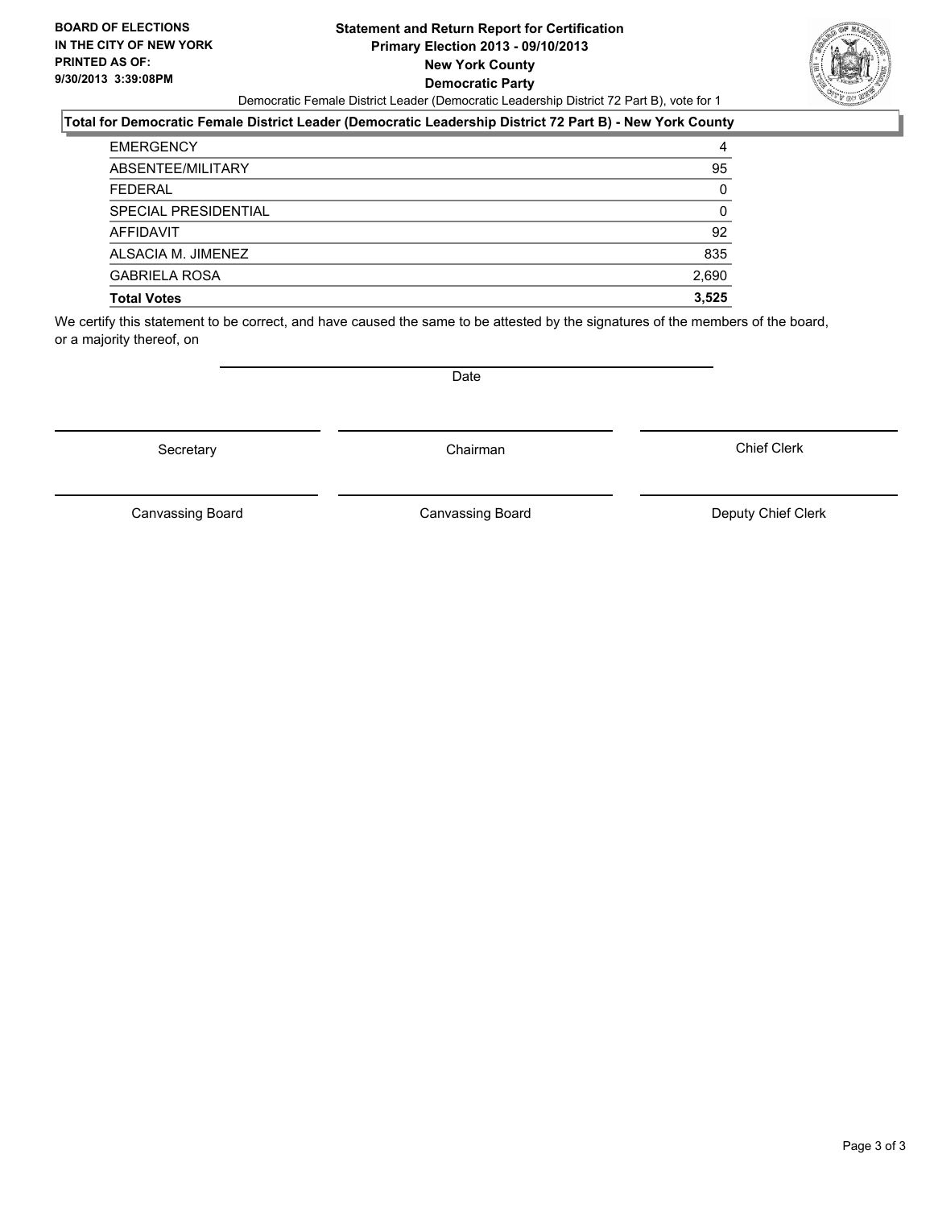**BOARD OF ELECTIONS IN THE CITY OF NEW YORK PRINTED AS OF: 9/30/2013 3:39:08PM**

# Statement and Return Report for Certification
## Primary Election 2013 - 09/10/2013
## New York County
## Democratic Party

Democratic Female District Leader (Democratic Leadership District 72 Part B), vote for 1

**Total for Democratic Female District Leader (Democratic Leadership District 72 Part B) - New York County**

| | |
|---|---|
| EMERGENCY | 4 |
| ABSENTEE/MILITARY | 95 |
| FEDERAL | 0 |
| SPECIAL PRESIDENTIAL | 0 |
| AFFIDAVIT | 92 |
| ALSACIA M. JIMENEZ | 835 |
| GABRIELA ROSA | 2,690 |
| **Total Votes** | **3,525** |

We certify this statement to be correct, and have caused the same to be attested by the signatures of the members of the board, or a majority thereof, on

Date

Secretary

Chairman

Chief Clerk

Canvassing Board

Canvassing Board

Deputy Chief Clerk